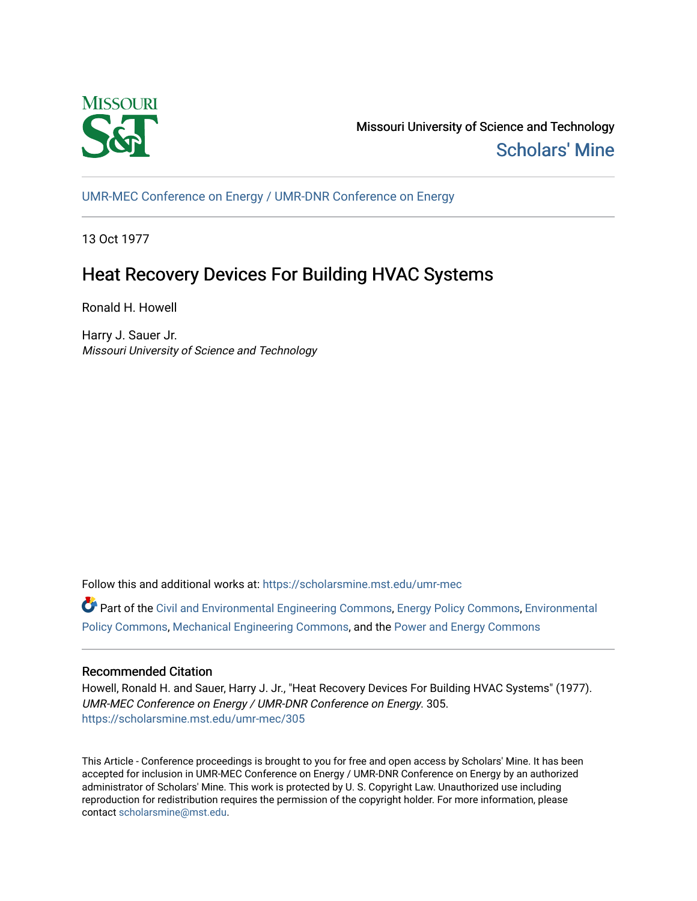Missouri University of Science and Technology

Scholars' Mine

UMR-MEC Conference on Energy / UMR-DNR Conference on Energy

13 Oct 1977

# Heat Recovery Devices For Building HVAC Systems

Ronald H. Howell

Harry J. Sauer Jr.
*Missouri University of Science and Technology*

Follow this and additional works at: https://scholarsmine.mst.edu/umr-mec

Part of the Civil and Environmental Engineering Commons, Energy Policy Commons, Environmental Policy Commons, Mechanical Engineering Commons, and the Power and Energy Commons

## Recommended Citation

Howell, Ronald H. and Sauer, Harry J. Jr., "Heat Recovery Devices For Building HVAC Systems" (1977). *UMR-MEC Conference on Energy / UMR-DNR Conference on Energy*. 305.
https://scholarsmine.mst.edu/umr-mec/305

This Article - Conference proceedings is brought to you for free and open access by Scholars' Mine. It has been accepted for inclusion in UMR-MEC Conference on Energy / UMR-DNR Conference on Energy by an authorized administrator of Scholars' Mine. This work is protected by U. S. Copyright Law. Unauthorized use including reproduction for redistribution requires the permission of the copyright holder. For more information, please contact scholarsmine@mst.edu.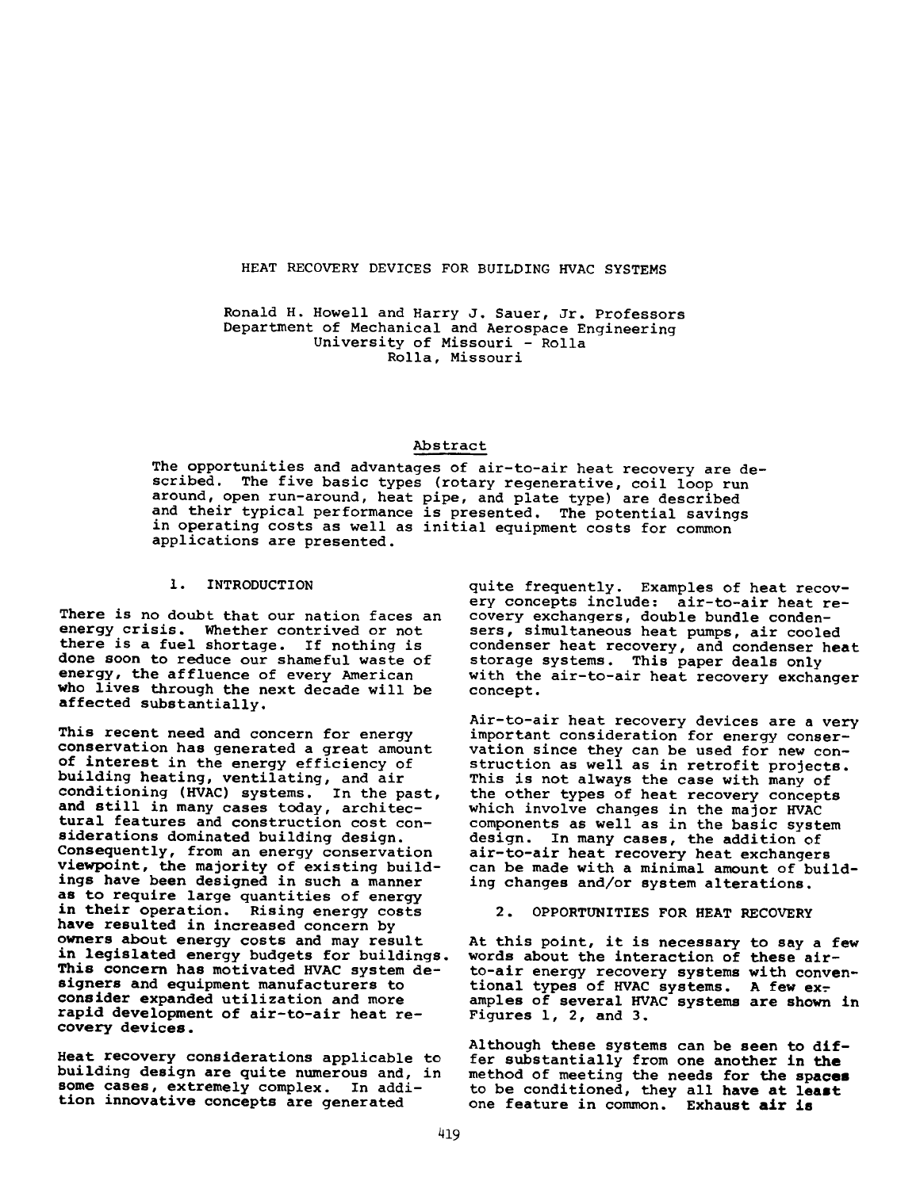# HEAT RECOVERY DEVICES FOR BUILDING HVAC SYSTEMS

Ronald H. Howell and Harry J. Sauer, Jr. Professors
Department of Mechanical and Aerospace Engineering
University of Missouri - Rolla
Rolla, Missouri

## Abstract

The opportunities and advantages of air-to-air heat recovery are described. The five basic types (rotary regenerative, coil loop run around, open run-around, heat pipe, and plate type) are described and their typical performance is presented. The potential savings in operating costs as well as initial equipment costs for common applications are presented.

## 1. INTRODUCTION

There is no doubt that our nation faces an energy crisis. Whether contrived or not there is a fuel shortage. If nothing is done soon to reduce our shameful waste of energy, the affluence of every American who lives through the next decade will be affected substantially.

This recent need and concern for energy conservation has generated a great amount of interest in the energy efficiency of building heating, ventilating, and air conditioning (HVAC) systems. In the past, and still in many cases today, architectural features and construction cost considerations dominated building design. Consequently, from an energy conservation viewpoint, the majority of existing buildings have been designed in such a manner as to require large quantities of energy in their operation. Rising energy costs have resulted in increased concern by owners about energy costs and may result in legislated energy budgets for buildings. This concern has motivated HVAC system designers and equipment manufacturers to consider expanded utilization and more rapid development of air-to-air heat recovery devices.

Heat recovery considerations applicable to building design are quite numerous and, in some cases, extremely complex. In addition innovative concepts are generated quite frequently. Examples of heat recovery concepts include: air-to-air heat recovery exchangers, double bundle condensers, simultaneous heat pumps, air cooled condenser heat recovery, and condenser heat storage systems. This paper deals only with the air-to-air heat recovery exchanger concept.

Air-to-air heat recovery devices are a very important consideration for energy conservation since they can be used for new construction as well as in retrofit projects. This is not always the case with many of the other types of heat recovery concepts which involve changes in the major HVAC components as well as in the basic system design. In many cases, the addition of air-to-air heat recovery heat exchangers can be made with a minimal amount of building changes and/or system alterations.

## 2. OPPORTUNITIES FOR HEAT RECOVERY

At this point, it is necessary to say a few words about the interaction of these air-to-air energy recovery systems with conventional types of HVAC systems. A few examples of several HVAC systems are shown in Figures 1, 2, and 3.

Although these systems can be seen to differ substantially from one another in the method of meeting the needs for the spaces to be conditioned, they all have at least one feature in common. Exhaust air is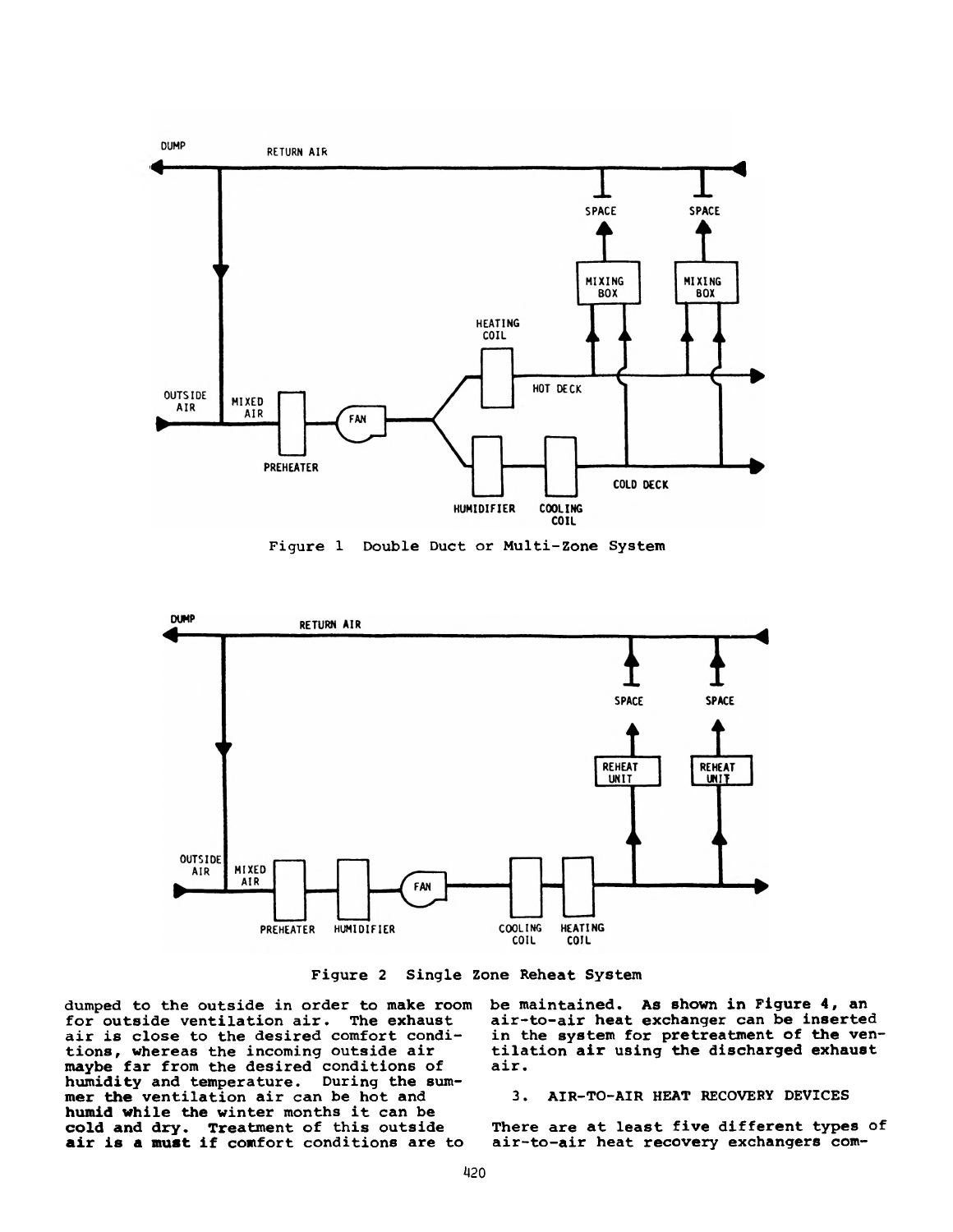Figure 1 Double Duct or Multi-Zone System

Figure 2 Single Zone Reheat System

dumped to the outside in order to make room for outside ventilation air. The exhaust air is close to the desired comfort conditions, whereas the incoming outside air maybe far from the desired conditions of humidity and temperature. During the summer the ventilation air can be hot and humid while the winter months it can be cold and dry. Treatment of this outside air is a must if comfort conditions are to be maintained. As shown in Figure 4, an air-to-air heat exchanger can be inserted in the system for pretreatment of the ventilation air using the discharged exhaust air.

## 3. AIR-TO-AIR HEAT RECOVERY DEVICES

There are at least five different types of air-to-air heat recovery exchangers com-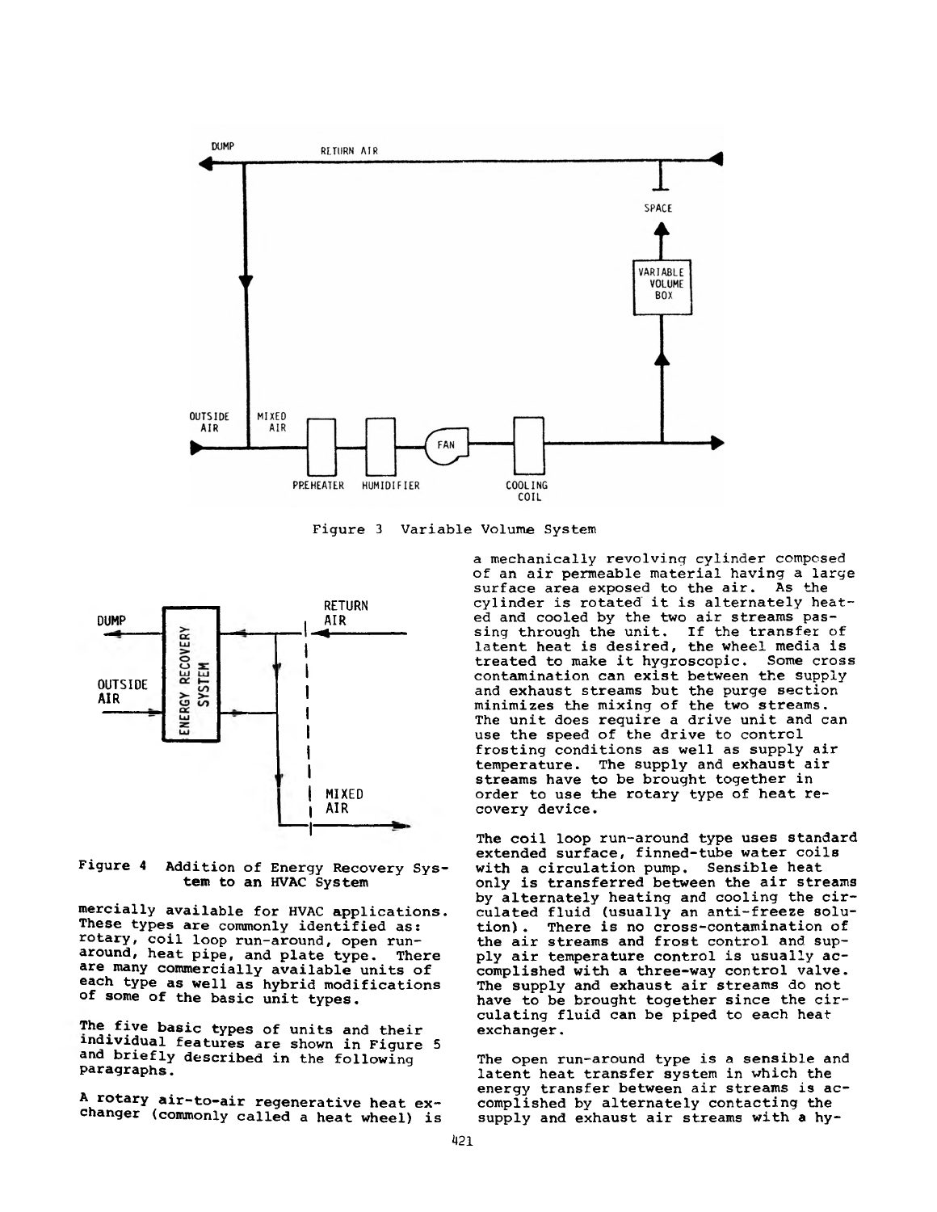Figure 3 Variable Volume System

Figure 4 Addition of Energy Recovery System to an HVAC System

mercially available for HVAC applications. These types are commonly identified as: rotary, coil loop run-around, open run-around, heat pipe, and plate type. There are many commercially available units of each type as well as hybrid modifications of some of the basic unit types.

The five basic types of units and their individual features are shown in Figure 5 and briefly described in the following paragraphs.

A rotary air-to-air regenerative heat exchanger (commonly called a heat wheel) is a mechanically revolving cylinder composed of an air permeable material having a large surface area exposed to the air. As the cylinder is rotated it is alternately heated and cooled by the two air streams passing through the unit. If the transfer of latent heat is desired, the wheel media is treated to make it hygroscopic. Some cross contamination can exist between the supply and exhaust streams but the purge section minimizes the mixing of the two streams. The unit does require a drive unit and can use the speed of the drive to control frosting conditions as well as supply air temperature. The supply and exhaust air streams have to be brought together in order to use the rotary type of heat recovery device.

The coil loop run-around type uses standard extended surface, finned-tube water coils with a circulation pump. Sensible heat only is transferred between the air streams by alternately heating and cooling the circulated fluid (usually an anti-freeze solution). There is no cross-contamination of the air streams and frost control and supply air temperature control is usually accomplished with a three-way control valve. The supply and exhaust air streams do not have to be brought together since the circulating fluid can be piped to each heat exchanger.

The open run-around type is a sensible and latent heat transfer system in which the energy transfer between air streams is accomplished by alternately contacting the supply and exhaust air streams with a hy-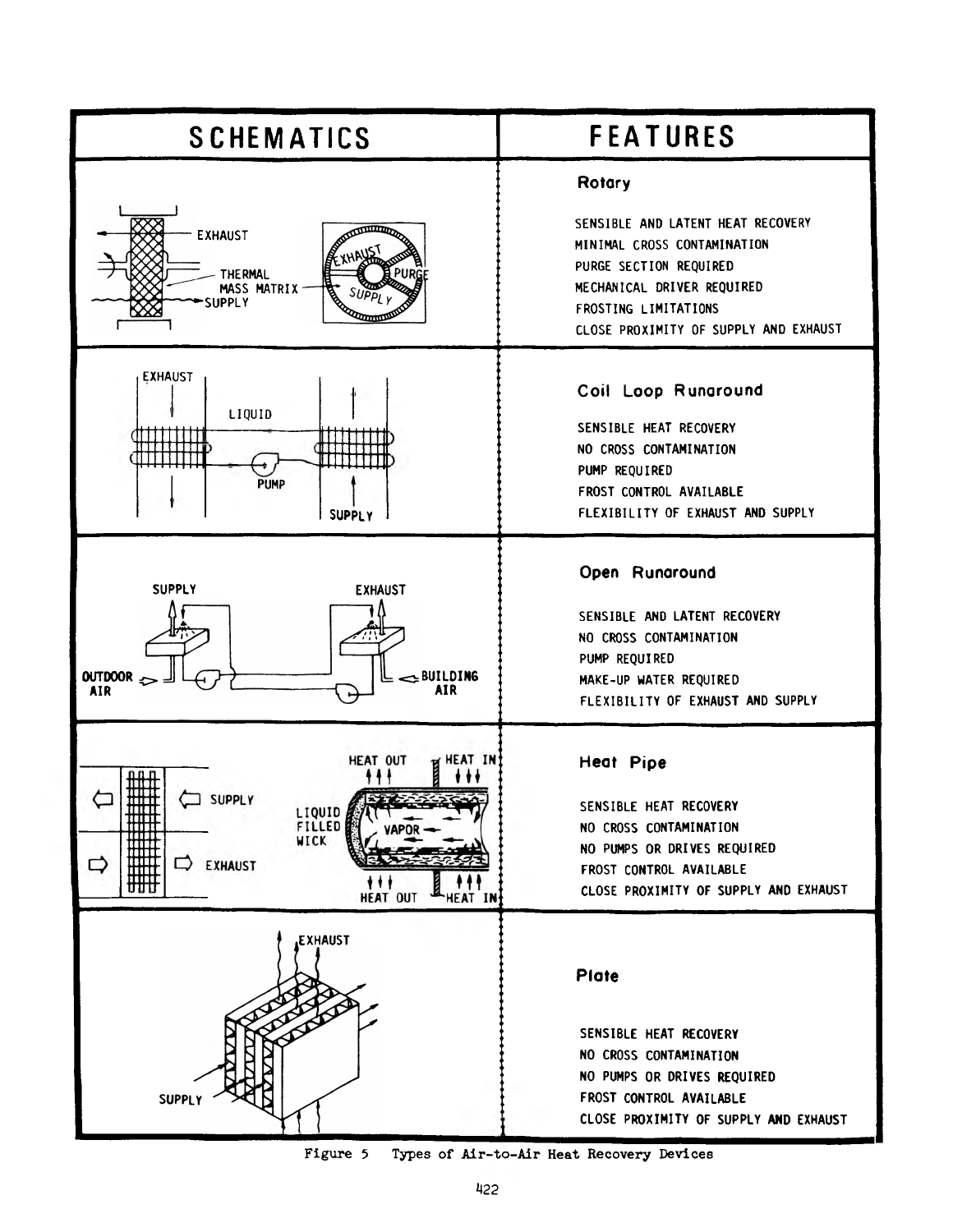| SCHEMATICS | FEATURES |
| --- | --- |
| EXHAUST; THERMAL MASS MATRIX; SUPPLY; EXHAUST / PURGE / SUPPLY | **Rotary**<br>SENSIBLE AND LATENT HEAT RECOVERY<br>MINIMAL CROSS CONTAMINATION<br>PURGE SECTION REQUIRED<br>MECHANICAL DRIVER REQUIRED<br>FROSTING LIMITATIONS<br>CLOSE PROXIMITY OF SUPPLY AND EXHAUST |
| EXHAUST; LIQUID; PUMP; SUPPLY | **Coil Loop Runaround**<br>SENSIBLE HEAT RECOVERY<br>NO CROSS CONTAMINATION<br>PUMP REQUIRED<br>FROST CONTROL AVAILABLE<br>FLEXIBILITY OF EXHAUST AND SUPPLY |
| SUPPLY; EXHAUST; OUTDOOR AIR; BUILDING AIR | **Open Runaround**<br>SENSIBLE AND LATENT RECOVERY<br>NO CROSS CONTAMINATION<br>PUMP REQUIRED<br>MAKE-UP WATER REQUIRED<br>FLEXIBILITY OF EXHAUST AND SUPPLY |
| SUPPLY; EXHAUST; HEAT OUT; HEAT IN; LIQUID FILLED WICK; VAPOR; HEAT OUT; HEAT IN | **Heat Pipe**<br>SENSIBLE HEAT RECOVERY<br>NO CROSS CONTAMINATION<br>NO PUMPS OR DRIVES REQUIRED<br>FROST CONTROL AVAILABLE<br>CLOSE PROXIMITY OF SUPPLY AND EXHAUST |
| EXHAUST; SUPPLY | **Plate**<br>SENSIBLE HEAT RECOVERY<br>NO CROSS CONTAMINATION<br>NO PUMPS OR DRIVES REQUIRED<br>FROST CONTROL AVAILABLE<br>CLOSE PROXIMITY OF SUPPLY AND EXHAUST |

Figure 5 Types of Air-to-Air Heat Recovery Devices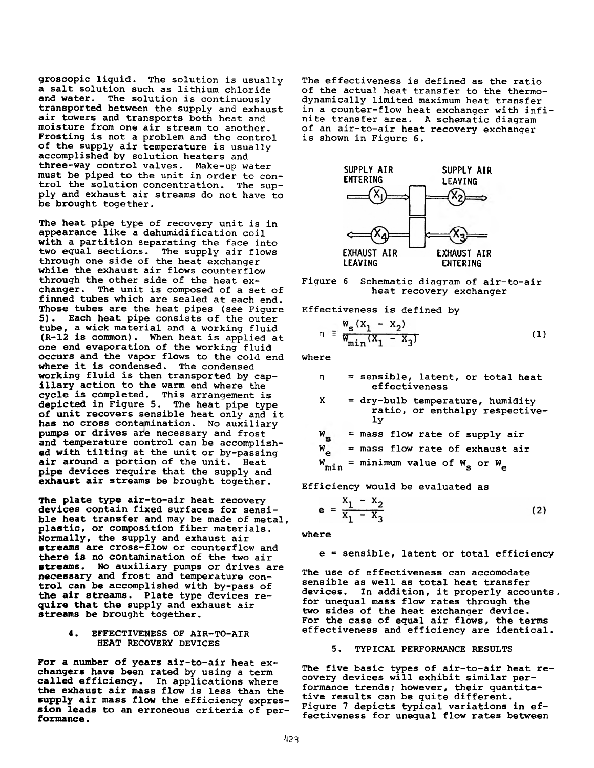groscopic liquid. The solution is usually a salt solution such as lithium chloride and water. The solution is continuously transported between the supply and exhaust air towers and transports both heat and moisture from one air stream to another. Frosting is not a problem and the control of the supply air temperature is usually accomplished by solution heaters and three-way control valves. Make-up water must be piped to the unit in order to control the solution concentration. The supply and exhaust air streams do not have to be brought together.

The heat pipe type of recovery unit is in appearance like a dehumidification coil with a partition separating the face into two equal sections. The supply air flows through one side of the heat exchanger while the exhaust air flows counterflow through the other side of the heat exchanger. The unit is composed of a set of finned tubes which are sealed at each end. Those tubes are the heat pipes (see Figure 5). Each heat pipe consists of the outer tube, a wick material and a working fluid (R-12 is common). When heat is applied at one end evaporation of the working fluid occurs and the vapor flows to the cold end where it is condensed. The condensed working fluid is then transported by capillary action to the warm end where the cycle is completed. This arrangement is depicted in Figure 5. The heat pipe type of unit recovers sensible heat only and it has no cross contamination. No auxiliary pumps or drives are necessary and frost and temperature control can be accomplished with tilting at the unit or by-passing air around a portion of the unit. Heat pipe devices require that the supply and exhaust air streams be brought together.

The plate type air-to-air heat recovery devices contain fixed surfaces for sensible heat transfer and may be made of metal, plastic, or composition fiber materials. Normally, the supply and exhaust air streams are cross-flow or counterflow and there is no contamination of the two air streams. No auxiliary pumps or drives are necessary and frost and temperature control can be accomplished with by-pass of the air streams. Plate type devices require that the supply and exhaust air streams be brought together.

## 4. EFFECTIVENESS OF AIR-TO-AIR HEAT RECOVERY DEVICES

For a number of years air-to-air heat exchangers have been rated by using a term called efficiency. In applications where the exhaust air mass flow is less than the supply air mass flow the efficiency expression leads to an erroneous criteria of performance.

The effectiveness is defined as the ratio of the actual heat transfer to the thermodynamically limited maximum heat transfer in a counter-flow heat exchanger with infinite transfer area. A schematic diagram of an air-to-air heat recovery exchanger is shown in Figure 6.

SUPPLY AIR ENTERING — $X_1$ — SUPPLY AIR LEAVING — $X_2$

EXHAUST AIR LEAVING — $X_4$ — EXHAUST AIR ENTERING — $X_3$

Figure 6 Schematic diagram of air-to-air heat recovery exchanger

Effectiveness is defined by

$$\eta \equiv \frac{W_s(X_1 - X_2)}{W_{min}(X_1 - X_3)} \tag{1}$$

where

- $\eta$ = sensible, latent, or total heat effectiveness
- $X$ = dry-bulb temperature, humidity ratio, or enthalpy respectively
- $W_s$ = mass flow rate of supply air
- $W_e$ = mass flow rate of exhaust air
- $W_{min}$ = minimum value of $W_s$ or $W_e$

Efficiency would be evaluated as

$$e = \frac{X_1 - X_2}{X_1 - X_3} \tag{2}$$

where

e = sensible, latent or total efficiency

The use of effectiveness can accomodate sensible as well as total heat transfer devices. In addition, it properly accounts for unequal mass flow rates through the two sides of the heat exchanger device. For the case of equal air flows, the terms effectiveness and efficiency are identical.

## 5. TYPICAL PERFORMANCE RESULTS

The five basic types of air-to-air heat recovery devices will exhibit similar performance trends; however, their quantitative results can be quite different. Figure 7 depicts typical variations in effectiveness for unequal flow rates between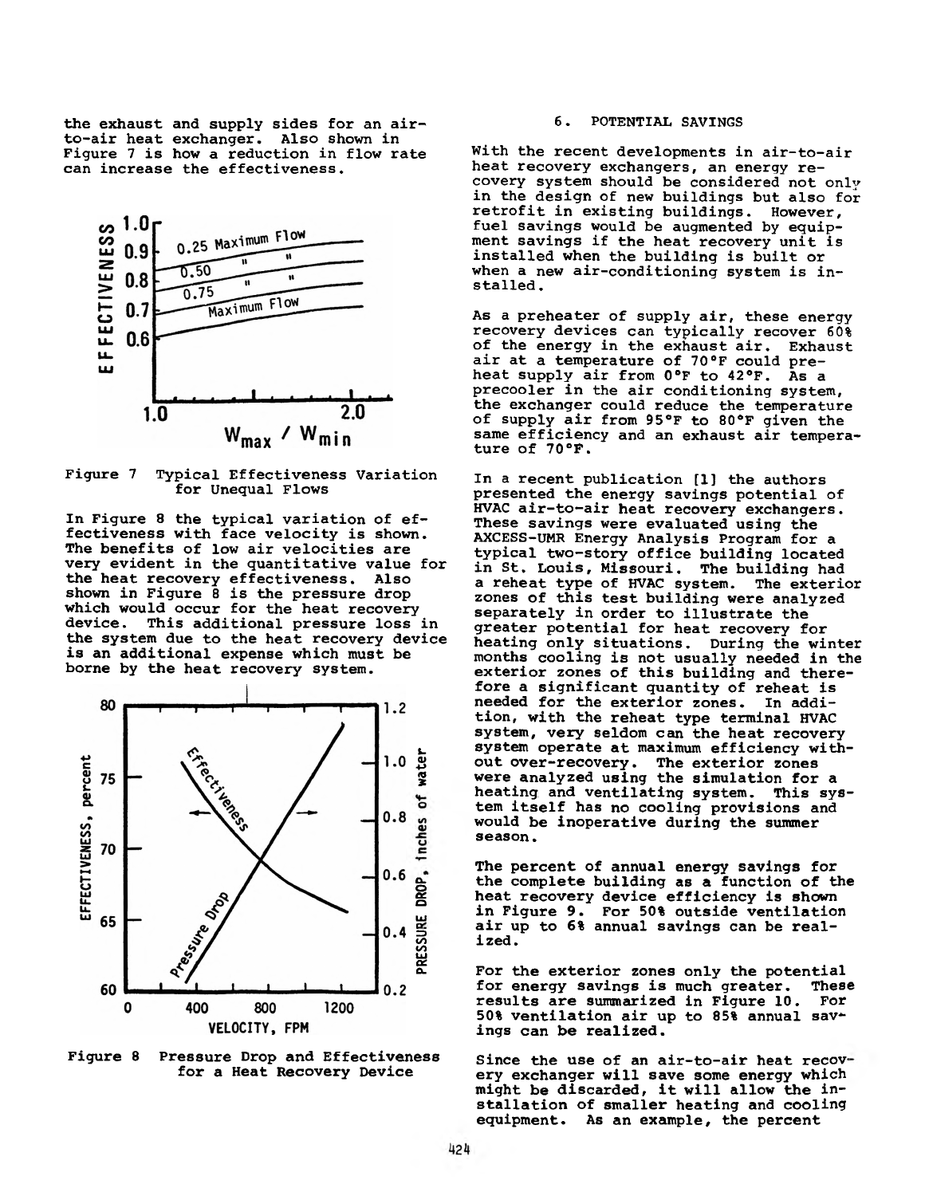the exhaust and supply sides for an air-to-air heat exchanger. Also shown in Figure 7 is how a reduction in flow rate can increase the effectiveness.

Figure 7 Typical Effectiveness Variation for Unequal Flows

In Figure 8 the typical variation of effectiveness with face velocity is shown. The benefits of low air velocities are very evident in the quantitative value for the heat recovery effectiveness. Also shown in Figure 8 is the pressure drop which would occur for the heat recovery device. This additional pressure loss in the system due to the heat recovery device is an additional expense which must be borne by the heat recovery system.

Figure 8 Pressure Drop and Effectiveness for a Heat Recovery Device

## 6. POTENTIAL SAVINGS

With the recent developments in air-to-air heat recovery exchangers, an energy recovery system should be considered not only in the design of new buildings but also for retrofit in existing buildings. However, fuel savings would be augmented by equipment savings if the heat recovery unit is installed when the building is built or when a new air-conditioning system is installed.

As a preheater of supply air, these energy recovery devices can typically recover 60% of the energy in the exhaust air. Exhaust air at a temperature of 70°F could preheat supply air from 0°F to 42°F. As a precooler in the air conditioning system, the exchanger could reduce the temperature of supply air from 95°F to 80°F given the same efficiency and an exhaust air temperature of 70°F.

In a recent publication [1] the authors presented the energy savings potential of HVAC air-to-air heat recovery exchangers. These savings were evaluated using the AXCESS-UMR Energy Analysis Program for a typical two-story office building located in St. Louis, Missouri. The building had a reheat type of HVAC system. The exterior zones of this test building were analyzed separately in order to illustrate the greater potential for heat recovery for heating only situations. During the winter months cooling is not usually needed in the exterior zones of this building and therefore a significant quantity of reheat is needed for the exterior zones. In addition, with the reheat type terminal HVAC system, very seldom can the heat recovery system operate at maximum efficiency without over-recovery. The exterior zones were analyzed using the simulation for a heating and ventilating system. This system itself has no cooling provisions and would be inoperative during the summer season.

The percent of annual energy savings for the complete building as a function of the heat recovery device efficiency is shown in Figure 9. For 50% outside ventilation air up to 6% annual savings can be realized.

For the exterior zones only the potential for energy savings is much greater. These results are summarized in Figure 10. For 50% ventilation air up to 85% annual savings can be realized.

Since the use of an air-to-air heat recovery exchanger will save some energy which might be discarded, it will allow the installation of smaller heating and cooling equipment. As an example, the percent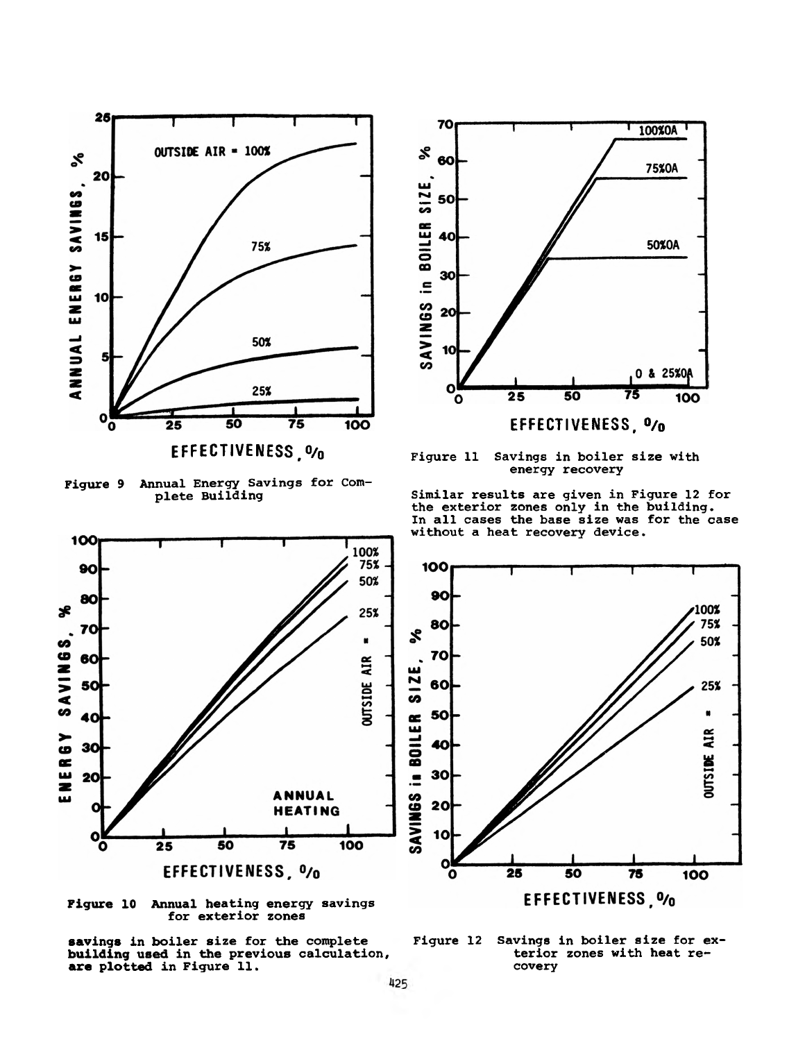Figure 9 Annual Energy Savings for Complete Building

Figure 10 Annual heating energy savings for exterior zones

savings in boiler size for the complete building used in the previous calculation, are plotted in Figure 11.

Figure 11 Savings in boiler size with energy recovery

Similar results are given in Figure 12 for the exterior zones only in the building. In all cases the base size was for the case without a heat recovery device.

Figure 12 Savings in boiler size for exterior zones with heat recovery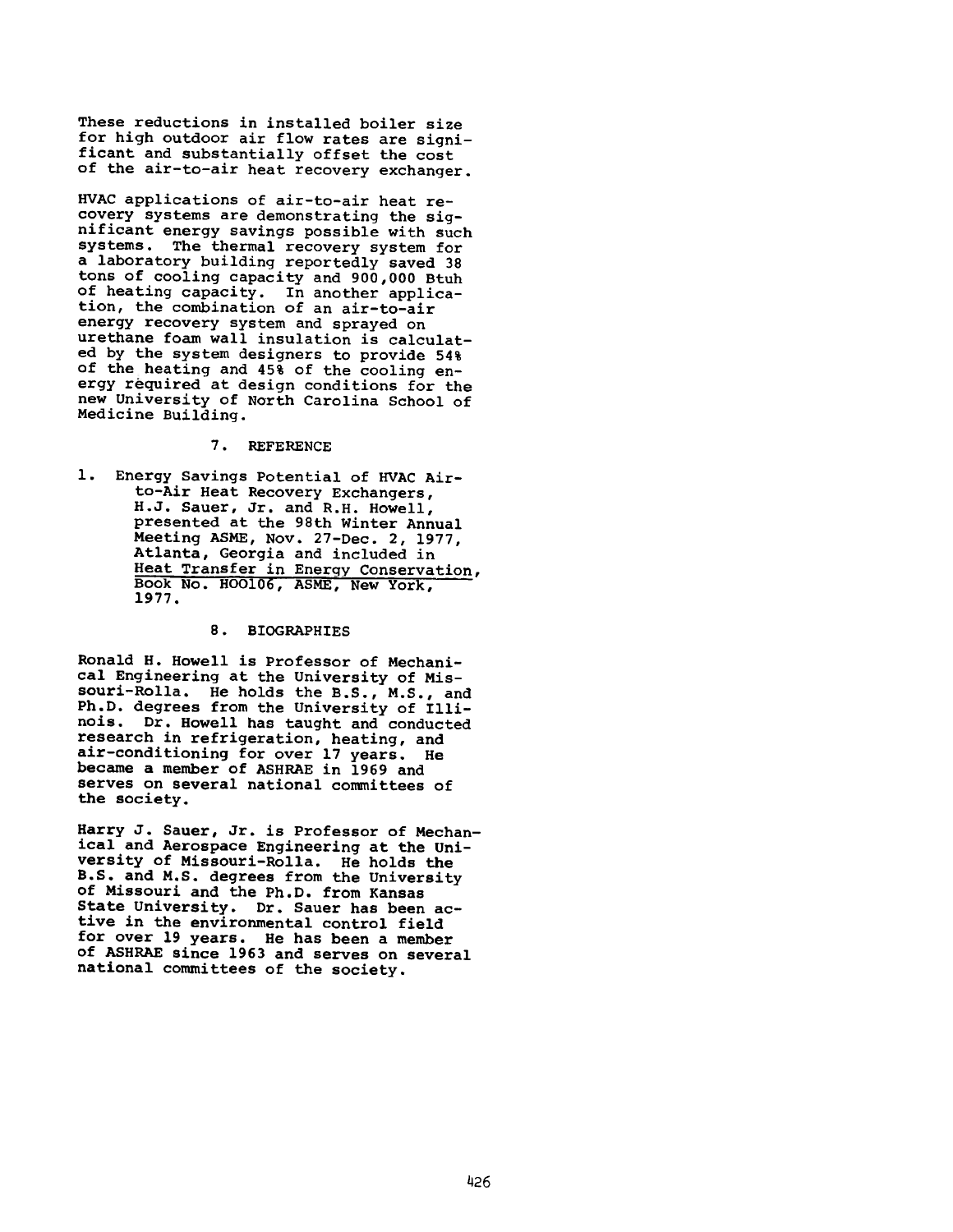These reductions in installed boiler size for high outdoor air flow rates are significant and substantially offset the cost of the air-to-air heat recovery exchanger.

HVAC applications of air-to-air heat recovery systems are demonstrating the significant energy savings possible with such systems. The thermal recovery system for a laboratory building reportedly saved 38 tons of cooling capacity and 900,000 Btuh of heating capacity. In another application, the combination of an air-to-air energy recovery system and sprayed on urethane foam wall insulation is calculated by the system designers to provide 54% of the heating and 45% of the cooling energy required at design conditions for the new University of North Carolina School of Medicine Building.

## 7. REFERENCE

1. Energy Savings Potential of HVAC Air-to-Air Heat Recovery Exchangers, H.J. Sauer, Jr. and R.H. Howell, presented at the 98th Winter Annual Meeting ASME, Nov. 27-Dec. 2, 1977, Atlanta, Georgia and included in Heat Transfer in Energy Conservation, Book No. H00106, ASME, New York, 1977.

## 8. BIOGRAPHIES

Ronald H. Howell is Professor of Mechanical Engineering at the University of Missouri-Rolla. He holds the B.S., M.S., and Ph.D. degrees from the University of Illinois. Dr. Howell has taught and conducted research in refrigeration, heating, and air-conditioning for over 17 years. He became a member of ASHRAE in 1969 and serves on several national committees of the society.

Harry J. Sauer, Jr. is Professor of Mechanical and Aerospace Engineering at the University of Missouri-Rolla. He holds the B.S. and M.S. degrees from the University of Missouri and the Ph.D. from Kansas State University. Dr. Sauer has been active in the environmental control field for over 19 years. He has been a member of ASHRAE since 1963 and serves on several national committees of the society.